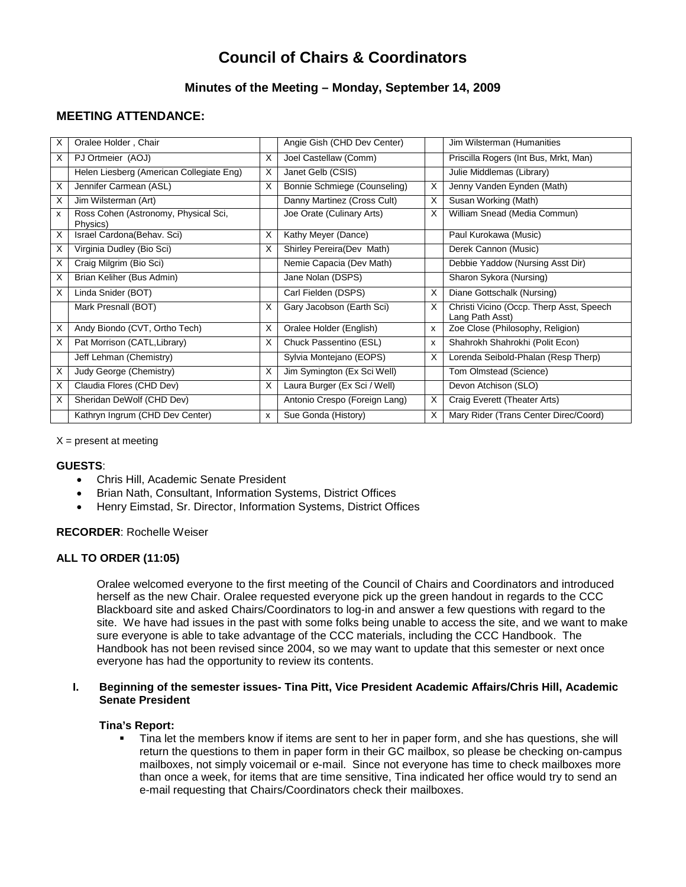# Council of Chairs & Coordinators

## Minutes of the Meeting – Monday, September 14, 2009

## MEETING ATTENDANCE:

| | | | | | |
|---|---|---|---|---|---|
| X | Oralee Holder , Chair | | Angie Gish (CHD Dev Center) | | Jim Wilsterman (Humanities |
| X | PJ Ortmeier (AOJ) | X | Joel Castellaw (Comm) | | Priscilla Rogers (Int Bus, Mrkt, Man) |
| | Helen Liesberg (American Collegiate Eng) | X | Janet Gelb (CSIS) | | Julie Middlemas (Library) |
| X | Jennifer Carmean (ASL) | X | Bonnie Schmiege (Counseling) | X | Jenny Vanden Eynden (Math) |
| X | Jim Wilsterman (Art) | | Danny Martinez (Cross Cult) | X | Susan Working (Math) |
| x | Ross Cohen (Astronomy, Physical Sci, Physics) | | Joe Orate (Culinary Arts) | X | William Snead (Media Commun) |
| X | Israel Cardona(Behav. Sci) | X | Kathy Meyer (Dance) | | Paul Kurokawa (Music) |
| X | Virginia Dudley (Bio Sci) | X | Shirley Pereira(Dev Math) | | Derek Cannon (Music) |
| X | Craig Milgrim (Bio Sci) | | Nemie Capacia (Dev Math) | | Debbie Yaddow (Nursing Asst Dir) |
| X | Brian Keliher (Bus Admin) | | Jane Nolan (DSPS) | | Sharon Sykora (Nursing) |
| X | Linda Snider (BOT) | | Carl Fielden (DSPS) | X | Diane Gottschalk (Nursing) |
| | Mark Presnall (BOT) | X | Gary Jacobson (Earth Sci) | X | Christi Vicino (Occp. Therp Asst, Speech Lang Path Asst) |
| X | Andy Biondo (CVT, Ortho Tech) | X | Oralee Holder (English) | x | Zoe Close (Philosophy, Religion) |
| X | Pat Morrison (CATL,Library) | X | Chuck Passentino (ESL) | x | Shahrokh Shahrokhi (Polit Econ) |
| | Jeff Lehman (Chemistry) | | Sylvia Montejano (EOPS) | X | Lorenda Seibold-Phalan (Resp Therp) |
| X | Judy George (Chemistry) | X | Jim Symington (Ex Sci Well) | | Tom Olmstead (Science) |
| X | Claudia Flores (CHD Dev) | X | Laura Burger (Ex Sci / Well) | | Devon Atchison (SLO) |
| X | Sheridan DeWolf (CHD Dev) | | Antonio Crespo (Foreign Lang) | X | Craig Everett (Theater Arts) |
| | Kathryn Ingrum (CHD Dev Center) | x | Sue Gonda (History) | X | Mary Rider (Trans Center Direc/Coord) |

X = present at meeting

**GUESTS**:

- Chris Hill, Academic Senate President
- Brian Nath, Consultant, Information Systems, District Offices
- Henry Eimstad, Sr. Director, Information Systems, District Offices

**RECORDER**: Rochelle Weiser

**ALL TO ORDER (11:05)**

Oralee welcomed everyone to the first meeting of the Council of Chairs and Coordinators and introduced herself as the new Chair. Oralee requested everyone pick up the green handout in regards to the CCC Blackboard site and asked Chairs/Coordinators to log-in and answer a few questions with regard to the site. We have had issues in the past with some folks being unable to access the site, and we want to make sure everyone is able to take advantage of the CCC materials, including the CCC Handbook. The Handbook has not been revised since 2004, so we may want to update that this semester or next once everyone has had the opportunity to review its contents.

**I. Beginning of the semester issues- Tina Pitt, Vice President Academic Affairs/Chris Hill, Academic Senate President**

**Tina's Report:**

- Tina let the members know if items are sent to her in paper form, and she has questions, she will return the questions to them in paper form in their GC mailbox, so please be checking on-campus mailboxes, not simply voicemail or e-mail. Since not everyone has time to check mailboxes more than once a week, for items that are time sensitive, Tina indicated her office would try to send an e-mail requesting that Chairs/Coordinators check their mailboxes.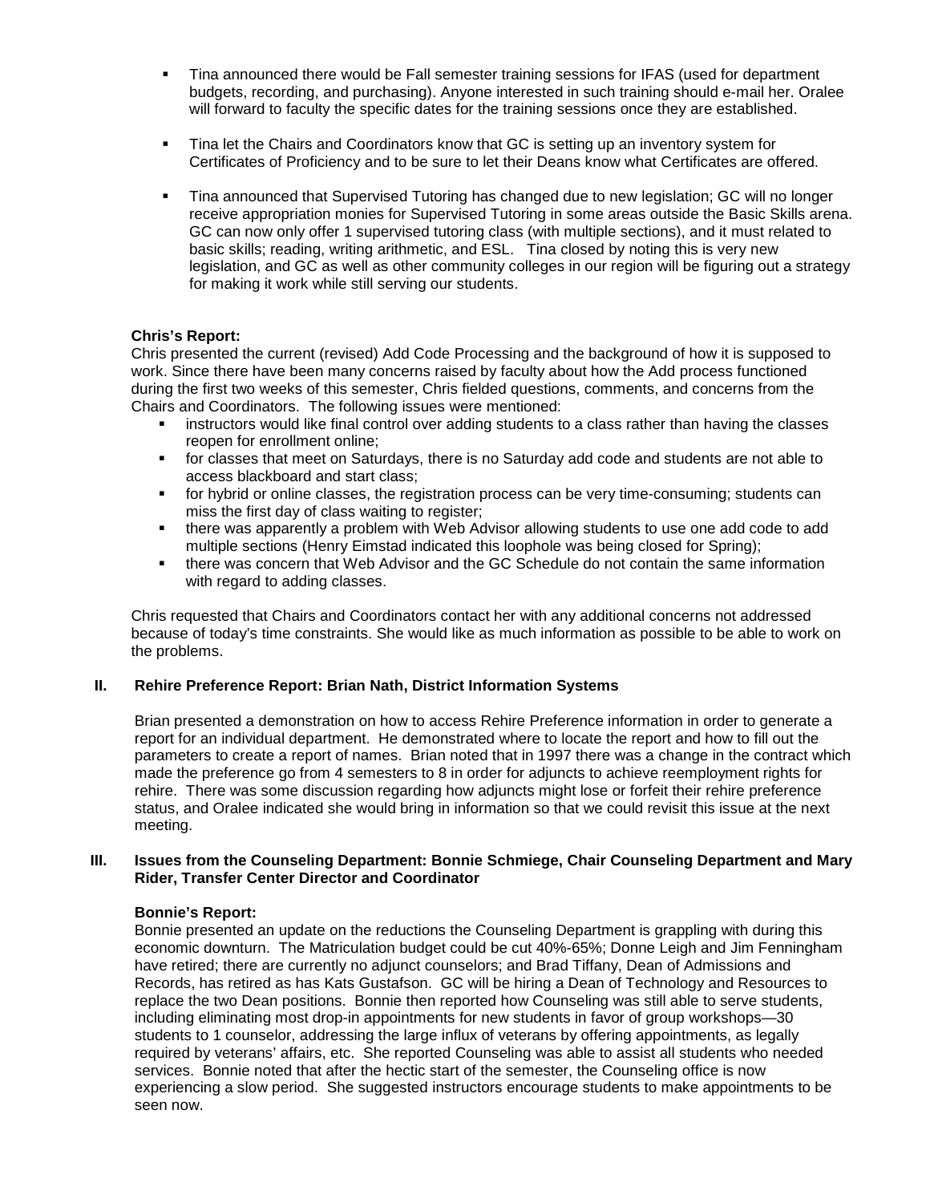- Tina announced there would be Fall semester training sessions for IFAS (used for department budgets, recording, and purchasing). Anyone interested in such training should e-mail her. Oralee will forward to faculty the specific dates for the training sessions once they are established.

- Tina let the Chairs and Coordinators know that GC is setting up an inventory system for Certificates of Proficiency and to be sure to let their Deans know what Certificates are offered.

- Tina announced that Supervised Tutoring has changed due to new legislation; GC will no longer receive appropriation monies for Supervised Tutoring in some areas outside the Basic Skills arena. GC can now only offer 1 supervised tutoring class (with multiple sections), and it must related to basic skills; reading, writing arithmetic, and ESL. Tina closed by noting this is very new legislation, and GC as well as other community colleges in our region will be figuring out a strategy for making it work while still serving our students.

**Chris's Report:**
Chris presented the current (revised) Add Code Processing and the background of how it is supposed to work. Since there have been many concerns raised by faculty about how the Add process functioned during the first two weeks of this semester, Chris fielded questions, comments, and concerns from the Chairs and Coordinators. The following issues were mentioned:

- instructors would like final control over adding students to a class rather than having the classes reopen for enrollment online;
- for classes that meet on Saturdays, there is no Saturday add code and students are not able to access blackboard and start class;
- for hybrid or online classes, the registration process can be very time-consuming; students can miss the first day of class waiting to register;
- there was apparently a problem with Web Advisor allowing students to use one add code to add multiple sections (Henry Eimstad indicated this loophole was being closed for Spring);
- there was concern that Web Advisor and the GC Schedule do not contain the same information with regard to adding classes.

Chris requested that Chairs and Coordinators contact her with any additional concerns not addressed because of today's time constraints. She would like as much information as possible to be able to work on the problems.

## II. Rehire Preference Report: Brian Nath, District Information Systems

Brian presented a demonstration on how to access Rehire Preference information in order to generate a report for an individual department. He demonstrated where to locate the report and how to fill out the parameters to create a report of names. Brian noted that in 1997 there was a change in the contract which made the preference go from 4 semesters to 8 in order for adjuncts to achieve reemployment rights for rehire. There was some discussion regarding how adjuncts might lose or forfeit their rehire preference status, and Oralee indicated she would bring in information so that we could revisit this issue at the next meeting.

## III. Issues from the Counseling Department: Bonnie Schmiege, Chair Counseling Department and Mary Rider, Transfer Center Director and Coordinator

**Bonnie's Report:**
Bonnie presented an update on the reductions the Counseling Department is grappling with during this economic downturn. The Matriculation budget could be cut 40%-65%; Donne Leigh and Jim Fenningham have retired; there are currently no adjunct counselors; and Brad Tiffany, Dean of Admissions and Records, has retired as has Kats Gustafson. GC will be hiring a Dean of Technology and Resources to replace the two Dean positions. Bonnie then reported how Counseling was still able to serve students, including eliminating most drop-in appointments for new students in favor of group workshops—30 students to 1 counselor, addressing the large influx of veterans by offering appointments, as legally required by veterans' affairs, etc. She reported Counseling was able to assist all students who needed services. Bonnie noted that after the hectic start of the semester, the Counseling office is now experiencing a slow period. She suggested instructors encourage students to make appointments to be seen now.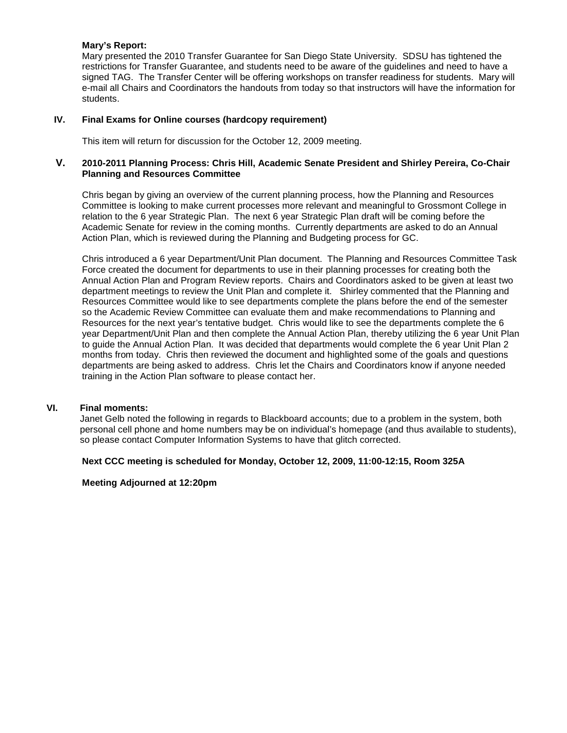**Mary's Report:**
Mary presented the 2010 Transfer Guarantee for San Diego State University. SDSU has tightened the restrictions for Transfer Guarantee, and students need to be aware of the guidelines and need to have a signed TAG. The Transfer Center will be offering workshops on transfer readiness for students. Mary will e-mail all Chairs and Coordinators the handouts from today so that instructors will have the information for students.

## IV. Final Exams for Online courses (hardcopy requirement)

This item will return for discussion for the October 12, 2009 meeting.

## V. 2010-2011 Planning Process: Chris Hill, Academic Senate President and Shirley Pereira, Co-Chair Planning and Resources Committee

Chris began by giving an overview of the current planning process, how the Planning and Resources Committee is looking to make current processes more relevant and meaningful to Grossmont College in relation to the 6 year Strategic Plan. The next 6 year Strategic Plan draft will be coming before the Academic Senate for review in the coming months. Currently departments are asked to do an Annual Action Plan, which is reviewed during the Planning and Budgeting process for GC.

Chris introduced a 6 year Department/Unit Plan document. The Planning and Resources Committee Task Force created the document for departments to use in their planning processes for creating both the Annual Action Plan and Program Review reports. Chairs and Coordinators asked to be given at least two department meetings to review the Unit Plan and complete it. Shirley commented that the Planning and Resources Committee would like to see departments complete the plans before the end of the semester so the Academic Review Committee can evaluate them and make recommendations to Planning and Resources for the next year's tentative budget. Chris would like to see the departments complete the 6 year Department/Unit Plan and then complete the Annual Action Plan, thereby utilizing the 6 year Unit Plan to guide the Annual Action Plan. It was decided that departments would complete the 6 year Unit Plan 2 months from today. Chris then reviewed the document and highlighted some of the goals and questions departments are being asked to address. Chris let the Chairs and Coordinators know if anyone needed training in the Action Plan software to please contact her.

## VI. Final moments:

Janet Gelb noted the following in regards to Blackboard accounts; due to a problem in the system, both personal cell phone and home numbers may be on individual's homepage (and thus available to students), so please contact Computer Information Systems to have that glitch corrected.

**Next CCC meeting is scheduled for Monday, October 12, 2009, 11:00-12:15, Room 325A**

**Meeting Adjourned at 12:20pm**